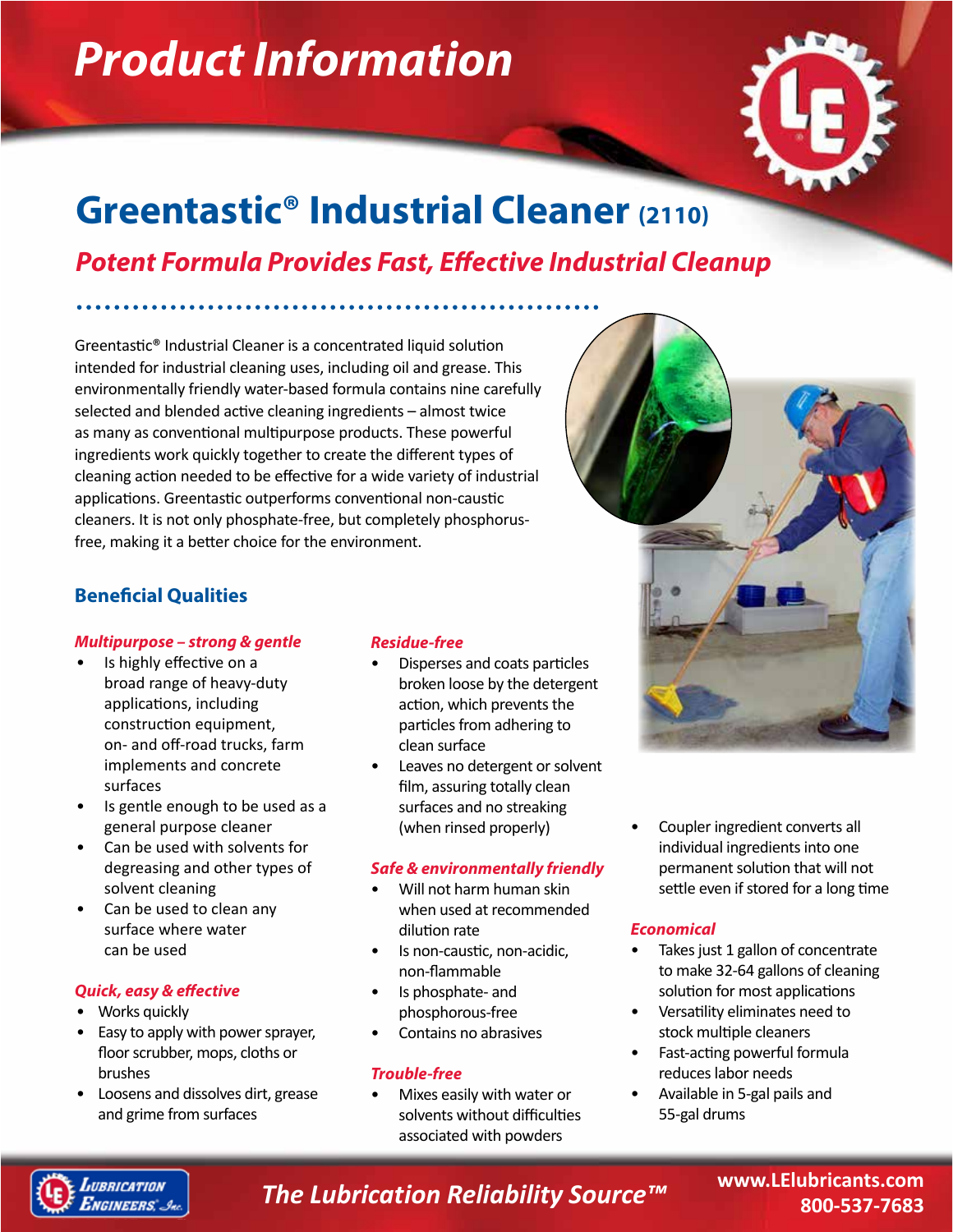# Product Information

## Greentastic® Industrial Cleaner (2110)

### *Potent Formula Provides Fast, Effective Industrial Cleanup*

Greentastic® Industrial Cleaner is a concentrated liquid solution intended for industrial cleaning uses, including oil and grease. This environmentally friendly water-based formula contains nine carefully selected and blended active cleaning ingredients – almost twice as many as conventional multipurpose products. These powerful ingredients work quickly together to create the different types of cleaning action needed to be effective for a wide variety of industrial applications. Greentastic outperforms conventional non-caustic cleaners. It is not only phosphate-free, but completely phosphorus-free, making it a better choice for the environment.

### Beneficial Qualities

#### *Multipurpose – strong & gentle*

- Is highly effective on a broad range of heavy-duty applications, including construction equipment, on- and off-road trucks, farm implements and concrete surfaces
- Is gentle enough to be used as a general purpose cleaner
- Can be used with solvents for degreasing and other types of solvent cleaning
- Can be used to clean any surface where water can be used

#### *Quick, easy & effective*

- Works quickly
- Easy to apply with power sprayer, floor scrubber, mops, cloths or brushes
- Loosens and dissolves dirt, grease and grime from surfaces

#### *Residue-free*

- Disperses and coats particles broken loose by the detergent action, which prevents the particles from adhering to clean surface
- Leaves no detergent or solvent film, assuring totally clean surfaces and no streaking (when rinsed properly)

#### *Safe & environmentally friendly*

- Will not harm human skin when used at recommended dilution rate
- Is non-caustic, non-acidic, non-flammable
- Is phosphate- and phosphorous-free
- Contains no abrasives

#### *Trouble-free*

- Mixes easily with water or solvents without difficulties associated with powders
- Coupler ingredient converts all individual ingredients into one permanent solution that will not settle even if stored for a long time

#### *Economical*

- Takes just 1 gallon of concentrate to make 32-64 gallons of cleaning solution for most applications
- Versatility eliminates need to stock multiple cleaners
- Fast-acting powerful formula reduces labor needs
- Available in 5-gal pails and 55-gal drums

*The Lubrication Reliability Source™*

www.LElubricants.com
800-537-7683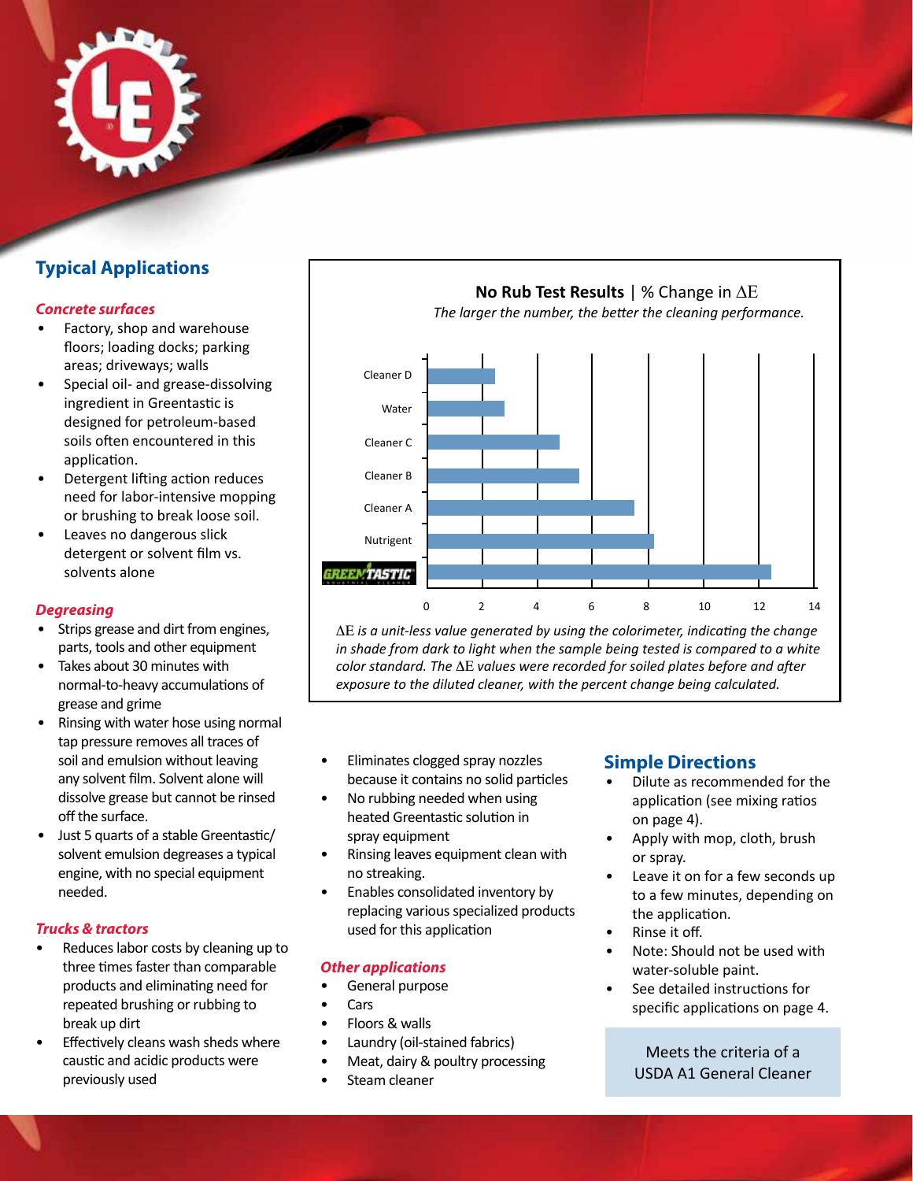## Typical Applications

### *Concrete surfaces*

- Factory, shop and warehouse floors; loading docks; parking areas; driveways; walls
- Special oil- and grease-dissolving ingredient in Greentastic is designed for petroleum-based soils often encountered in this application.
- Detergent lifting action reduces need for labor-intensive mopping or brushing to break loose soil.
- Leaves no dangerous slick detergent or solvent film vs. solvents alone

### *Degreasing*

- Strips grease and dirt from engines, parts, tools and other equipment
- Takes about 30 minutes with normal-to-heavy accumulations of grease and grime
- Rinsing with water hose using normal tap pressure removes all traces of soil and emulsion without leaving any solvent film. Solvent alone will dissolve grease but cannot be rinsed off the surface.
- Just 5 quarts of a stable Greentastic/solvent emulsion degreases a typical engine, with no special equipment needed.
- Eliminates clogged spray nozzles because it contains no solid particles
- No rubbing needed when using heated Greentastic solution in spray equipment
- Rinsing leaves equipment clean with no streaking.
- Enables consolidated inventory by replacing various specialized products used for this application

### *Trucks & tractors*

- Reduces labor costs by cleaning up to three times faster than comparable products and eliminating need for repeated brushing or rubbing to break up dirt
- Effectively cleans wash sheds where caustic and acidic products were previously used

**No Rub Test Results** | % Change in $\Delta E$

*The larger the number, the better the cleaning performance.*

| Product | % Change in $\Delta E$ (approx.) |
| --- | --- |
| Cleaner D | 2.5 |
| Water | 2.8 |
| Cleaner C | 4.8 |
| Cleaner B | 5.5 |
| Cleaner A | 7.5 |
| Nutrigent | 8.2 |
| Greentastic | 12.5 |

*$\Delta E$ is a unit-less value generated by using the colorimeter, indicating the change in shade from dark to light when the sample being tested is compared to a white color standard. The $\Delta E$ values were recorded for soiled plates before and after exposure to the diluted cleaner, with the percent change being calculated.*

### *Other applications*

- General purpose
- Cars
- Floors & walls
- Laundry (oil-stained fabrics)
- Meat, dairy & poultry processing
- Steam cleaner

## Simple Directions

- Dilute as recommended for the application (see mixing ratios on page 4).
- Apply with mop, cloth, brush or spray.
- Leave it on for a few seconds up to a few minutes, depending on the application.
- Rinse it off.
- Note: Should not be used with water-soluble paint.
- See detailed instructions for specific applications on page 4.

Meets the criteria of a USDA A1 General Cleaner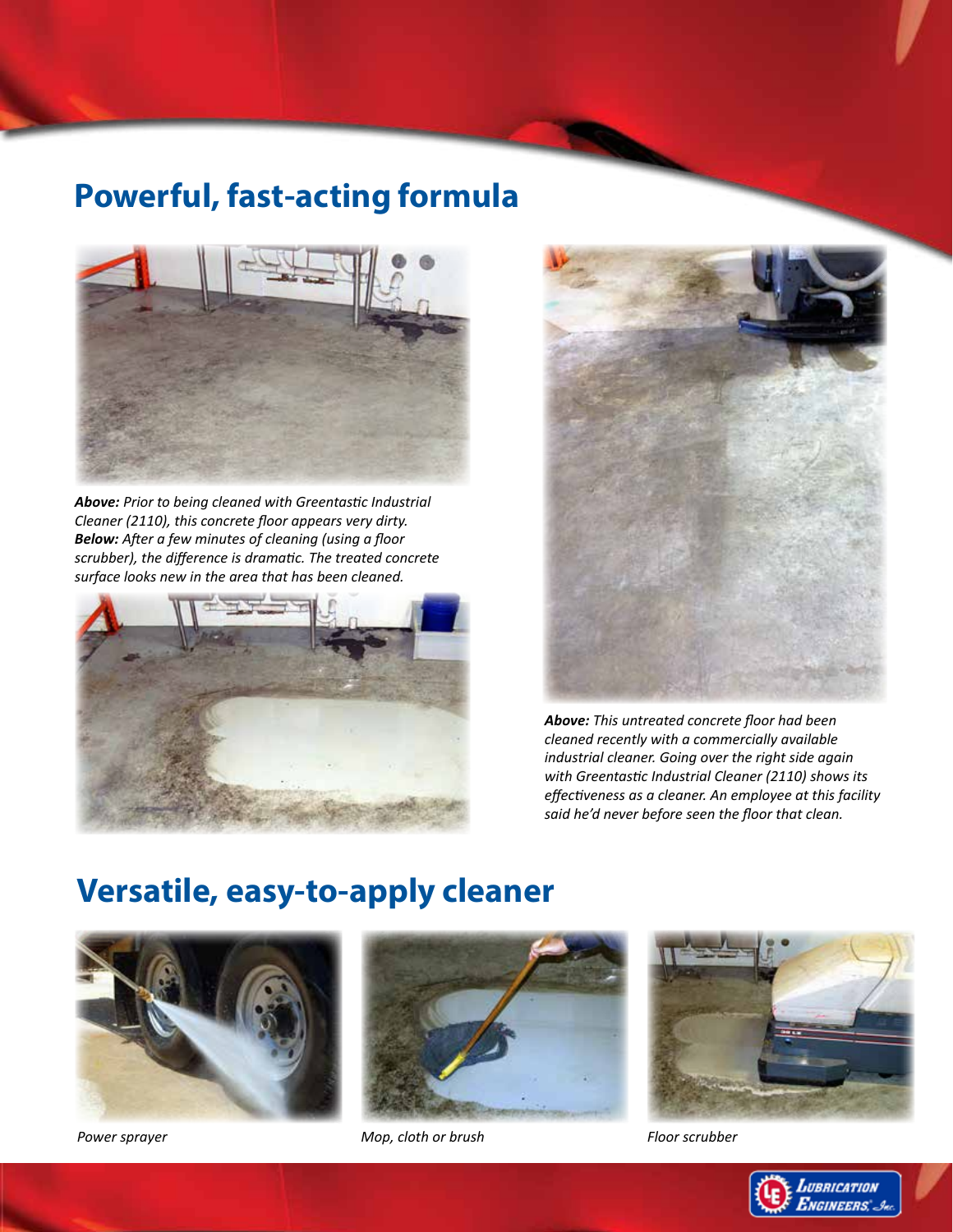## Powerful, fast-acting formula

***Above:*** *Prior to being cleaned with Greentastic Industrial Cleaner (2110), this concrete floor appears very dirty.*
***Below:*** *After a few minutes of cleaning (using a floor scrubber), the difference is dramatic. The treated concrete surface looks new in the area that has been cleaned.*

***Above:*** *This untreated concrete floor had been cleaned recently with a commercially available industrial cleaner. Going over the right side again with Greentastic Industrial Cleaner (2110) shows its effectiveness as a cleaner. An employee at this facility said he'd never before seen the floor that clean.*

## Versatile, easy-to-apply cleaner

*Power sprayer*

*Mop, cloth or brush*

*Floor scrubber*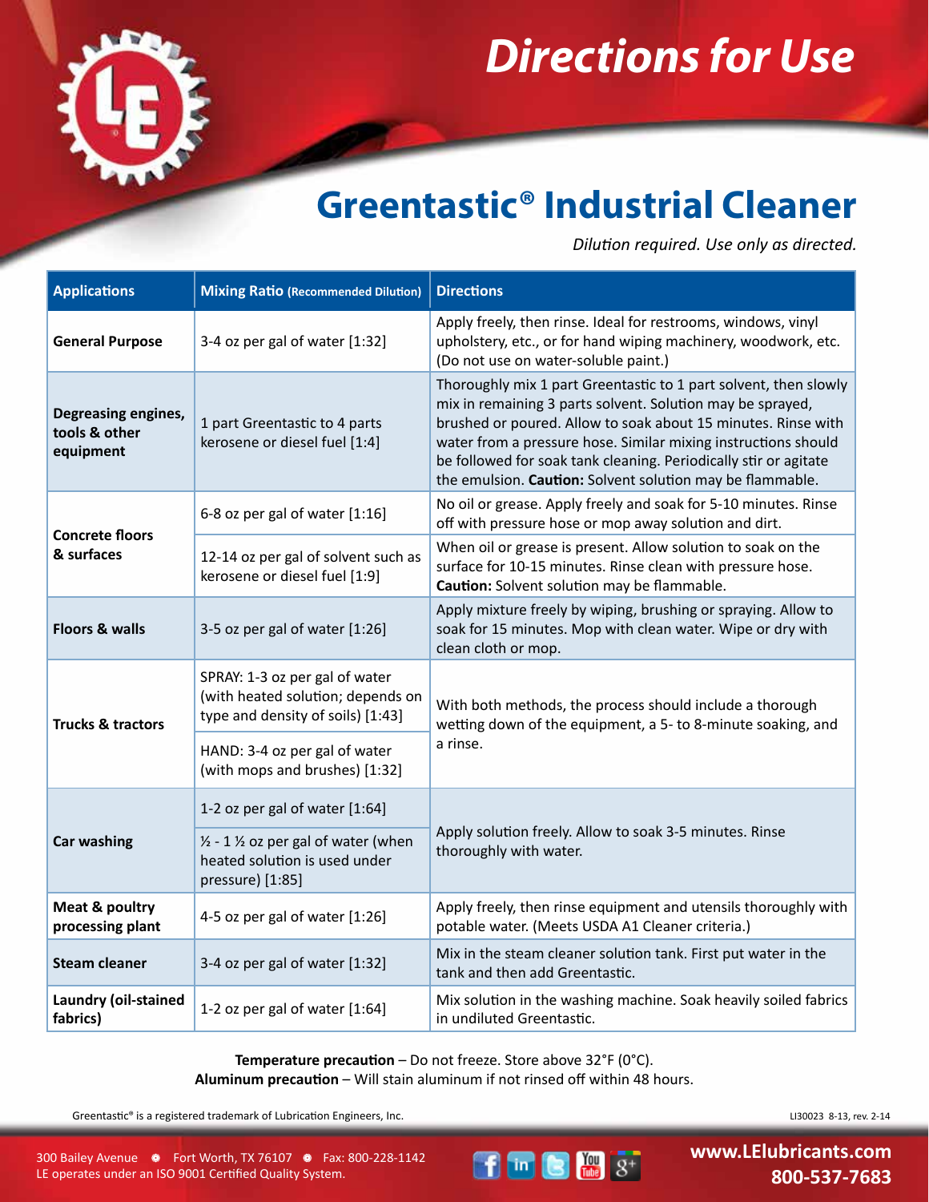# Directions for Use

## Greentastic® Industrial Cleaner

*Dilution required. Use only as directed.*

| Applications | Mixing Ratio (Recommended Dilution) | Directions |
|---|---|---|
| **General Purpose** | 3-4 oz per gal of water [1:32] | Apply freely, then rinse. Ideal for restrooms, windows, vinyl upholstery, etc., or for hand wiping machinery, woodwork, etc. (Do not use on water-soluble paint.) |
| **Degreasing engines, tools & other equipment** | 1 part Greentastic to 4 parts kerosene or diesel fuel [1:4] | Thoroughly mix 1 part Greentastic to 1 part solvent, then slowly mix in remaining 3 parts solvent. Solution may be sprayed, brushed or poured. Allow to soak about 15 minutes. Rinse with water from a pressure hose. Similar mixing instructions should be followed for soak tank cleaning. Periodically stir or agitate the emulsion. **Caution:** Solvent solution may be flammable. |
| **Concrete floors & surfaces** | 6-8 oz per gal of water [1:16] | No oil or grease. Apply freely and soak for 5-10 minutes. Rinse off with pressure hose or mop away solution and dirt. |
| | 12-14 oz per gal of solvent such as kerosene or diesel fuel [1:9] | When oil or grease is present. Allow solution to soak on the surface for 10-15 minutes. Rinse clean with pressure hose. **Caution:** Solvent solution may be flammable. |
| **Floors & walls** | 3-5 oz per gal of water [1:26] | Apply mixture freely by wiping, brushing or spraying. Allow to soak for 15 minutes. Mop with clean water. Wipe or dry with clean cloth or mop. |
| **Trucks & tractors** | SPRAY: 1-3 oz per gal of water (with heated solution; depends on type and density of soils) [1:43] | With both methods, the process should include a thorough wetting down of the equipment, a 5- to 8-minute soaking, and a rinse. |
| | HAND: 3-4 oz per gal of water (with mops and brushes) [1:32] | |
| **Car washing** | 1-2 oz per gal of water [1:64] | Apply solution freely. Allow to soak 3-5 minutes. Rinse thoroughly with water. |
| | ½ - 1 ½ oz per gal of water (when heated solution is used under pressure) [1:85] | |
| **Meat & poultry processing plant** | 4-5 oz per gal of water [1:26] | Apply freely, then rinse equipment and utensils thoroughly with potable water. (Meets USDA A1 Cleaner criteria.) |
| **Steam cleaner** | 3-4 oz per gal of water [1:32] | Mix in the steam cleaner solution tank. First put water in the tank and then add Greentastic. |
| **Laundry (oil-stained fabrics)** | 1-2 oz per gal of water [1:64] | Mix solution in the washing machine. Soak heavily soiled fabrics in undiluted Greentastic. |

**Temperature precaution** – Do not freeze. Store above 32°F (0°C).
**Aluminum precaution** – Will stain aluminum if not rinsed off within 48 hours.

Greentastic® is a registered trademark of Lubrication Engineers, Inc.

LI30023 8-13, rev. 2-14

300 Bailey Avenue • Fort Worth, TX 76107 • Fax: 800-228-1142
LE operates under an ISO 9001 Certified Quality System.

www.LElubricants.com
800-537-7683